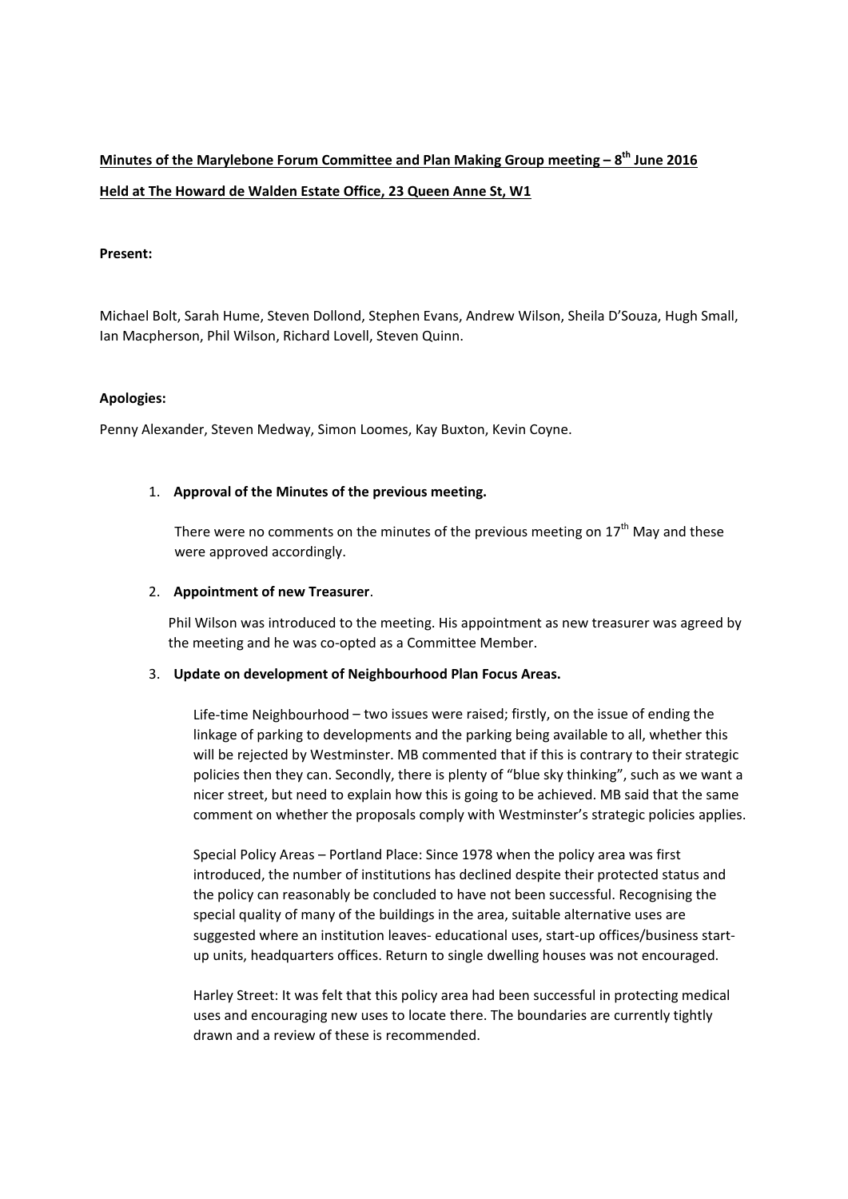**<u>Minutes of the Marylebone Forum Committee and Plan Making Group meeting – 8th June 2016</u>**

**<u>Held at The Howard de Walden Estate Office, 23 Queen Anne St, W1</u>**

**Present:**

Michael Bolt, Sarah Hume, Steven Dollond, Stephen Evans, Andrew Wilson, Sheila D'Souza, Hugh Small, Ian Macpherson, Phil Wilson, Richard Lovell, Steven Quinn.

**Apologies:**

Penny Alexander, Steven Medway, Simon Loomes, Kay Buxton, Kevin Coyne.

1. **Approval of the Minutes of the previous meeting.**

   There were no comments on the minutes of the previous meeting on 17th May and these were approved accordingly.

2. **Appointment of new Treasurer**.

   Phil Wilson was introduced to the meeting. His appointment as new treasurer was agreed by the meeting and he was co-opted as a Committee Member.

3. **Update on development of Neighbourhood Plan Focus Areas.**

   Life-time Neighbourhood – two issues were raised; firstly, on the issue of ending the linkage of parking to developments and the parking being available to all, whether this will be rejected by Westminster. MB commented that if this is contrary to their strategic policies then they can. Secondly, there is plenty of "blue sky thinking", such as we want a nicer street, but need to explain how this is going to be achieved. MB said that the same comment on whether the proposals comply with Westminster's strategic policies applies.

   Special Policy Areas – Portland Place: Since 1978 when the policy area was first introduced, the number of institutions has declined despite their protected status and the policy can reasonably be concluded to have not been successful. Recognising the special quality of many of the buildings in the area, suitable alternative uses are suggested where an institution leaves- educational uses, start-up offices/business start-up units, headquarters offices. Return to single dwelling houses was not encouraged.

   Harley Street: It was felt that this policy area had been successful in protecting medical uses and encouraging new uses to locate there. The boundaries are currently tightly drawn and a review of these is recommended.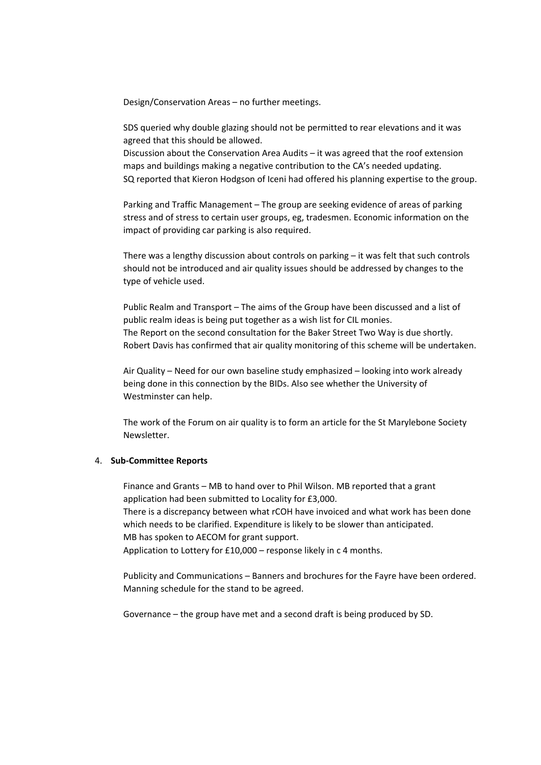Design/Conservation Areas – no further meetings.

SDS queried why double glazing should not be permitted to rear elevations and it was agreed that this should be allowed.
Discussion about the Conservation Area Audits – it was agreed that the roof extension maps and buildings making a negative contribution to the CA's needed updating.
SQ reported that Kieron Hodgson of Iceni had offered his planning expertise to the group.

Parking and Traffic Management – The group are seeking evidence of areas of parking stress and of stress to certain user groups, eg, tradesmen. Economic information on the impact of providing car parking is also required.

There was a lengthy discussion about controls on parking – it was felt that such controls should not be introduced and air quality issues should be addressed by changes to the type of vehicle used.

Public Realm and Transport – The aims of the Group have been discussed and a list of public realm ideas is being put together as a wish list for CIL monies.
The Report on the second consultation for the Baker Street Two Way is due shortly.
Robert Davis has confirmed that air quality monitoring of this scheme will be undertaken.

Air Quality – Need for our own baseline study emphasized – looking into work already being done in this connection by the BIDs. Also see whether the University of Westminster can help.

The work of the Forum on air quality is to form an article for the St Marylebone Society Newsletter.

4. **Sub-Committee Reports**

Finance and Grants – MB to hand over to Phil Wilson. MB reported that a grant application had been submitted to Locality for £3,000.
There is a discrepancy between what rCOH have invoiced and what work has been done which needs to be clarified. Expenditure is likely to be slower than anticipated.
MB has spoken to AECOM for grant support.
Application to Lottery for £10,000 – response likely in c 4 months.

Publicity and Communications – Banners and brochures for the Fayre have been ordered. Manning schedule for the stand to be agreed.

Governance – the group have met and a second draft is being produced by SD.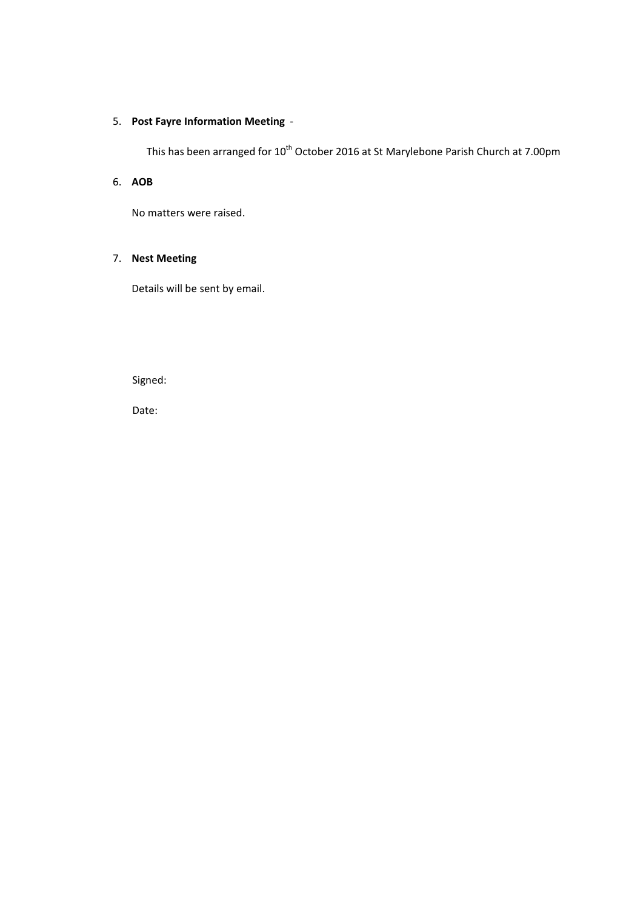5. **Post Fayre Information Meeting** -

   This has been arranged for 10th October 2016 at St Marylebone Parish Church at 7.00pm

6. **AOB**

   No matters were raised.

7. **Nest Meeting**

   Details will be sent by email.

Signed:

Date: